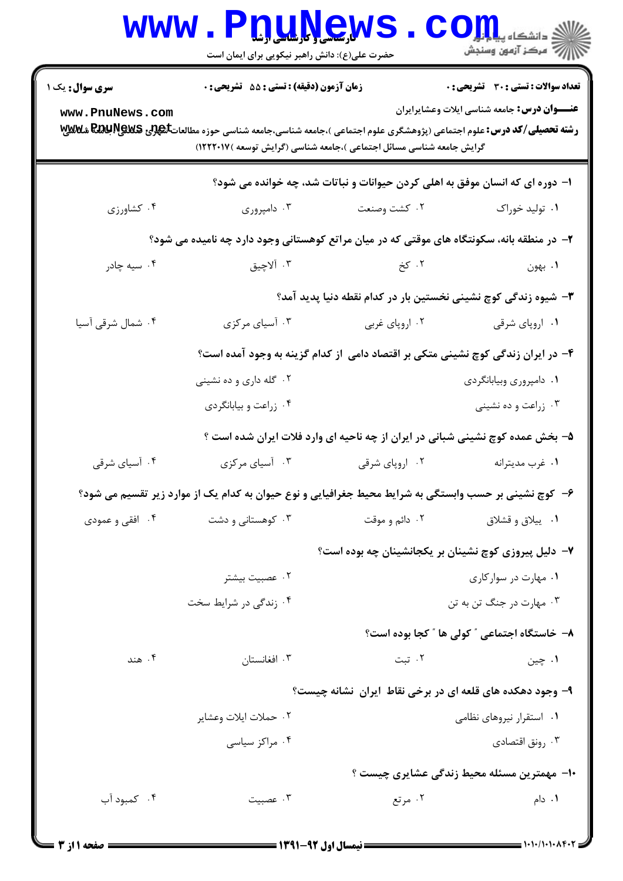**سری سوال:** یک ۱

**زمان آزمون (دقیقه) : تستی : ۵۵ تشریحی : ۰**

**تعداد سوالات : تستی : ۳۰ تشریحی : ۰**

**عنـــوان درس:** جامعه شناسی ایلات وعشایرایران

**رشته تحصیلی/کد درس:** علوم اجتماعی (پژوهشگری علوم اجتماعی )،جامعه شناسی،جامعه شناسی حوزه مطالعات شهری، علوم اجتماعی (جامعه شناسی گرایش جامعه شناسی مسائل اجتماعی )،جامعه شناسی (گرایش توسعه )۱۲۲۲۰۱۷)

۱- دوره ای که انسان موفق به اهلی کردن حیوانات و نباتات شد، چه خوانده می شود؟

۱. تولید خوراک
۲. کشت وصنعت
۳. دامپروری
۴. کشاورزی

۲- در منطقه بانه، سکونتگاه های موقتی که در میان مراتع کوهستانی وجود دارد چه نامیده می شود؟

۱. بهون
۲. کخ
۳. آلاچیق
۴. سیه چادر

۳- شیوه زندگی کوچ نشینی نخستین بار در کدام نقطه دنیا پدید آمد؟

۱. اروپای شرقی
۲. اروپای غربی
۳. آسیای مرکزی
۴. شمال شرقی آسیا

۴- در ایران زندگی کوچ نشینی متکی بر اقتصاد دامی از کدام گزینه به وجود آمده است؟

۱. دامپروری وبیابانگردی
۲. گله داری و ده نشینی
۳. زراعت و ده نشینی
۴. زراعت و بیابانگردی

۵- بخش عمده کوچ نشینی شبانی در ایران از چه ناحیه ای وارد فلات ایران شده است ؟

۱. غرب مدیترانه
۲. اروپای شرقی
۳. آسیای مرکزی
۴. آسیای شرقی

۶- کوچ نشینی بر حسب وابستگی به شرایط محیط جغرافیایی و نوع حیوان به کدام یک از موارد زیر تقسیم می شود؟

۱. ییلاق و قشلاق
۲. دائم و موقت
۳. کوهستانی و دشت
۴. افقی و عمودی

۷- دلیل پیروزی کوچ نشینان بر یکجانشینان چه بوده است؟

۱. مهارت در سوارکاری
۲. عصبیت بیشتر
۳. مهارت در جنگ تن به تن
۴. زندگی در شرایط سخت

۸- خاستگاه اجتماعی " کولی ها " کجا بوده است؟

۱. چین
۲. تبت
۳. افغانستان
۴. هند

۹- وجود دهکده های قلعه ای در برخی نقاط ایران نشانه چیست؟

۱. استقرار نیروهای نظامی
۲. حملات ایلات وعشایر
۳. رونق اقتصادی
۴. مراکز سیاسی

۱۰- مهمترین مسئله محیط زندگی عشایری چیست ؟

۱. دام
۲. مرتع
۳. عصبیت
۴. کمبود آب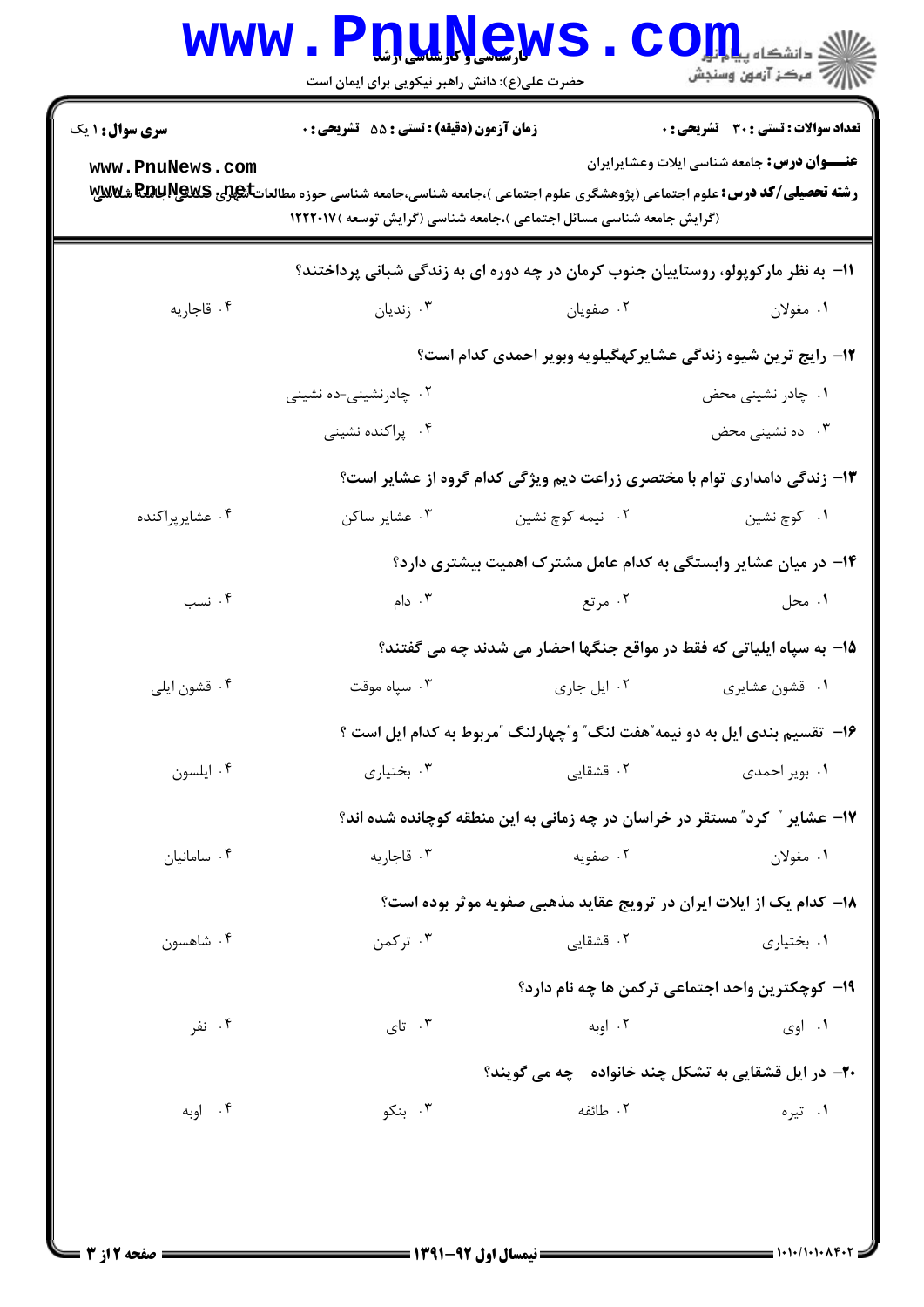**سری سوال:** ۱ یک

**زمان آزمون (دقیقه) : تستی :** ۵۵ **تشریحی :** ۰

**تعداد سوالات : تستی :** ۳۰ **تشریحی :** ۰

**عنــــوان درس:** جامعه شناسی ایلات وعشایرایران

**رشته تحصیلی/کد درس:** علوم اجتماعی (پژوهشگری علوم اجتماعی )،جامعه شناسی،جامعه شناسی حوزه مطالعات شهری، علوم اجتماعی (گرایش جامعه شناسی مسائل اجتماعی )،جامعه شناسی (گرایش توسعه )۱۲۲۲۰۱۷

۱۱- به نظر مارکوپولو، روستاییان جنوب کرمان در چه دوره ای به زندگی شبانی پرداختند؟

۱. مغولان ۲. صفویان ۳. زندیان ۴. قاجاریه

۱۲- رایج ترین شیوه زندگی عشایرکهگیلویه وبویر احمدی کدام است؟

۱. چادر نشینی محض ۲. چادرنشینی-ده نشینی
۳. ده نشینی محض ۴. پراکنده نشینی

۱۳- زندگی دامداری توام با مختصری زراعت دیم ویژگی کدام گروه از عشایر است؟

۱. کوچ نشین ۲. نیمه کوچ نشین ۳. عشایر ساکن ۴. عشایرپراکنده

۱۴- در میان عشایر وابستگی به کدام عامل مشترک اهمیت بیشتری دارد؟

۱. محل ۲. مرتع ۳. دام ۴. نسب

۱۵- به سپاه ایلیاتی که فقط در مواقع جنگها احضار می شدند چه می گفتند؟

۱. قشون عشایری ۲. ایل جاری ۳. سپاه موقت ۴. قشون ایلی

۱۶- تقسیم بندی ایل به دو نیمه"هفت لنگ" و"چهارلنگ "مربوط به کدام ایل است ؟

۱. بویر احمدی ۲. قشقایی ۳. بختیاری ۴. ایلسون

۱۷- عشایر " کرد" مستقر در خراسان در چه زمانی به این منطقه کوچانده شده اند؟

۱. مغولان ۲. صفویه ۳. قاجاریه ۴. سامانیان

۱۸- کدام یک از ایلات ایران در ترویج عقاید مذهبی صفویه موثر بوده است؟

۱. بختیاری ۲. قشقایی ۳. ترکمن ۴. شاهسون

۱۹- کوچکترین واحد اجتماعی ترکمن ها چه نام دارد؟

۱. اوی ۲. اوبه ۳. تای ۴. نفر

۲۰- در ایل قشقایی به تشکل چند خانواده چه می گویند؟

۱. تیره ۲. طائفه ۳. بنکو ۴. اوبه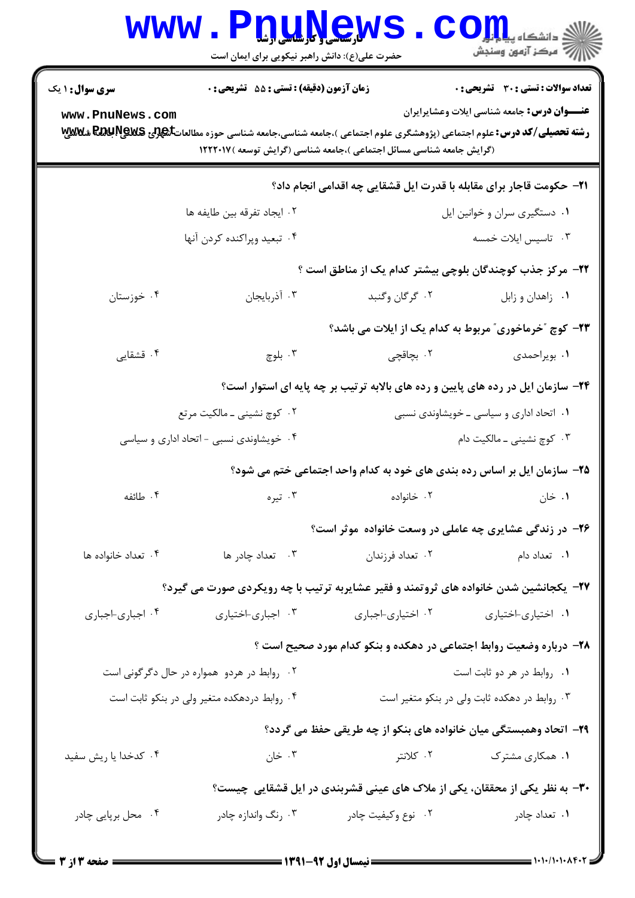۲۱- حکومت قاجار برای مقابله با قدرت ایل قشقایی چه اقدامی انجام داد؟

۱. دستگیری سران و خوانین ایل
۲. ایجاد تفرقه بین طایفه ها
۳. تاسیس ایلات خمسه
۴. تبعید وپراکنده کردن آنها

۲۲- مرکز جذب کوچندگان بلوچی بیشتر کدام یک از مناطق است ؟

۱. زاهدان و زابل
۲. گرگان وگنبد
۳. آذربایجان
۴. خوزستان

۲۳- کوچ "خرماخوری" مربوط به کدام یک از ایلات می باشد؟

۱. بویراحمدی
۲. بچاقچی
۳. بلوچ
۴. قشقایی

۲۴- سازمان ایل در رده های پایین و رده های بالابه ترتیب بر چه پایه ای استوار است؟

۱. اتحاد اداری و سیاسی ـ خویشاوندی نسبی
۲. کوچ نشینی ـ مالکیت مرتع
۳. کوچ نشینی ـ مالکیت دام
۴. خویشاوندی نسبی - اتحاد اداری و سیاسی

۲۵- سازمان ایل بر اساس رده بندی های خود به کدام واحد اجتماعی ختم می شود؟

۱. خان
۲. خانواده
۳. تیره
۴. طائفه

۲۶- در زندگی عشایری چه عاملی در وسعت خانواده موثر است؟

۱. تعداد دام
۲. تعداد فرزندان
۳. تعداد چادر ها
۴. تعداد خانواده ها

۲۷- یکجانشین شدن خانواده های ثروتمند و فقیر عشایربه ترتیب با چه رویکردی صورت می گیرد؟

۱. اختیاری-اختیاری
۲. اختیاری-اجباری
۳. اجباری-اختیاری
۴. اجباری-اجباری

۲۸- درباره وضعیت روابط اجتماعی در دهکده و بنکو کدام مورد صحیح است ؟

۱. روابط در هر دو ثابت است
۲. روابط در هردو همواره در حال دگرگونی است
۳. روابط در دهکده ثابت ولی در بنکو متغیر است
۴. روابط دردهکده متغیر ولی در بنکو ثابت است

۲۹- اتحاد وهمبستگی میان خانواده های بنکو از چه طریقی حفظ می گردد؟

۱. همکاری مشترک
۲. کلانتر
۳. خان
۴. کدخدا یا ریش سفید

۳۰- به نظر یکی از محققان، یکی از ملاک های عینی قشربندی در ایل قشقایی چیست؟

۱. تعداد چادر
۲. نوع وکیفیت چادر
۳. رنگ واندازه چادر
۴. محل برپایی چادر